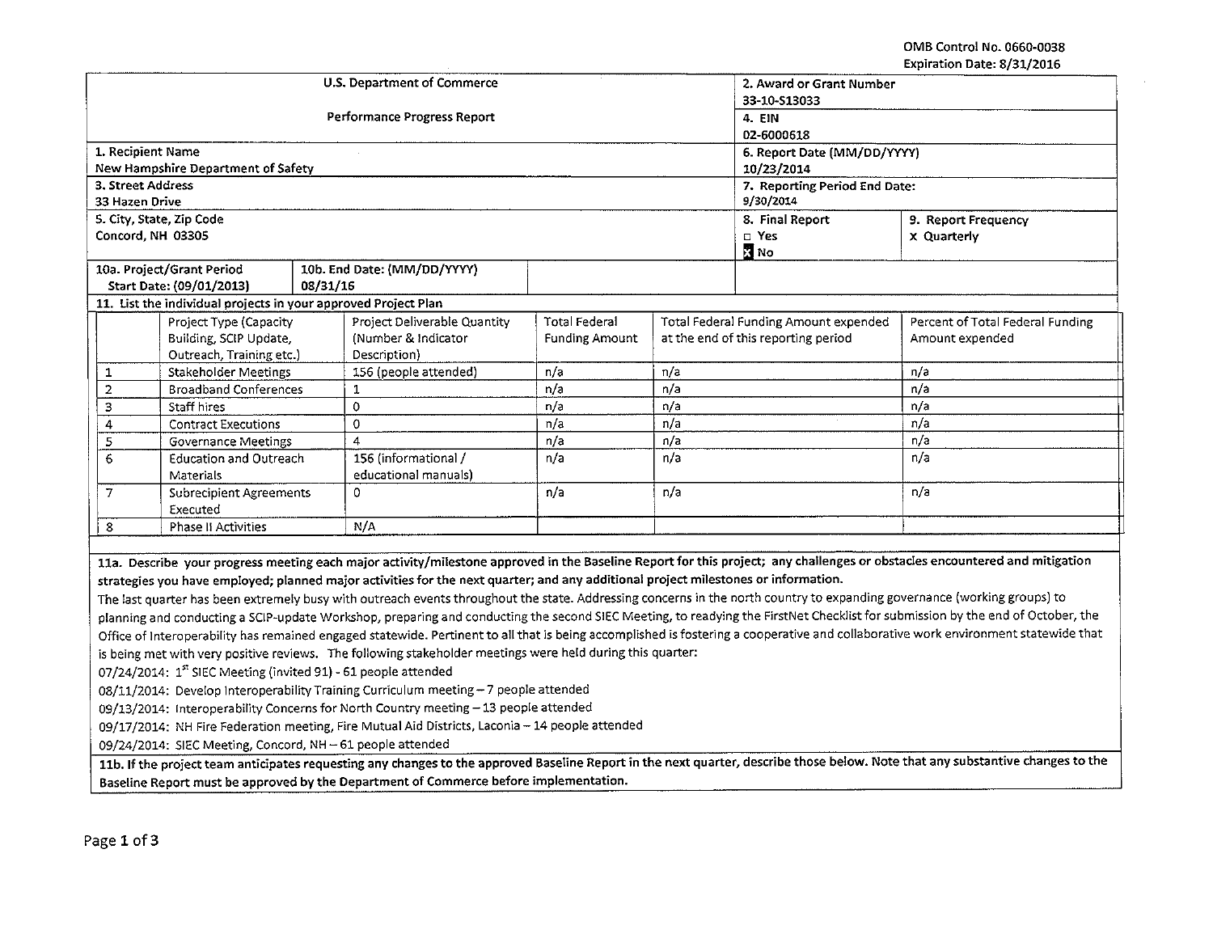OMB Control No. 0660-0038
Expiration Date: 8/31/2016

| U.S. Department of Commerce | 2. Award or Grant Number |
|---|---|
| | 33-10-S13033 |
| Performance Progress Report | 4. EIN |
| | 02-6000618 |
| 1. Recipient Name | 6. Report Date (MM/DD/YYYY) |
| New Hampshire Department of Safety | 10/23/2014 |
| 3. Street Address | 7. Reporting Period End Date: |
| 33 Hazen Drive | 9/30/2014 |
| 5. City, State, Zip Code | 8. Final Report: ☐ Yes ☒ No — 9. Report Frequency: x Quarterly |
| Concord, NH 03305 | |

| 10a. Project/Grant Period Start Date: (09/01/2013) | 10b. End Date: (MM/DD/YYYY) 08/31/16 |
|---|---|

**11. List the individual projects in your approved Project Plan**

| | Project Type (Capacity Building, SCIP Update, Outreach, Training etc.) | Project Deliverable Quantity (Number & Indicator Description) | Total Federal Funding Amount | Total Federal Funding Amount expended at the end of this reporting period | Percent of Total Federal Funding Amount expended |
|---|---|---|---|---|---|
| 1 | Stakeholder Meetings | 156 (people attended) | n/a | n/a | n/a |
| 2 | Broadband Conferences | 1 | n/a | n/a | n/a |
| 3 | Staff hires | 0 | n/a | n/a | n/a |
| 4 | Contract Executions | 0 | n/a | n/a | n/a |
| 5 | Governance Meetings | 4 | n/a | n/a | n/a |
| 6 | Education and Outreach Materials | 156 (informational / educational manuals) | n/a | n/a | n/a |
| 7 | Subrecipient Agreements Executed | 0 | n/a | n/a | n/a |
| 8 | Phase II Activities | N/A | | | |

**11a. Describe your progress meeting each major activity/milestone approved in the Baseline Report for this project; any challenges or obstacles encountered and mitigation strategies you have employed; planned major activities for the next quarter; and any additional project milestones or information.**

The last quarter has been extremely busy with outreach events throughout the state. Addressing concerns in the north country to expanding governance (working groups) to planning and conducting a SCIP-update Workshop, preparing and conducting the second SIEC Meeting, to readying the FirstNet Checklist for submission by the end of October, the Office of Interoperability has remained engaged statewide. Pertinent to all that is being accomplished is fostering a cooperative and collaborative work environment statewide that is being met with very positive reviews. The following stakeholder meetings were held during this quarter:

07/24/2014: 1st SIEC Meeting (invited 91) - 61 people attended

08/11/2014: Develop Interoperability Training Curriculum meeting – 7 people attended

09/13/2014: Interoperability Concerns for North Country meeting – 13 people attended

09/17/2014: NH Fire Federation meeting, Fire Mutual Aid Districts, Laconia – 14 people attended

09/24/2014: SIEC Meeting, Concord, NH – 61 people attended

**11b. If the project team anticipates requesting any changes to the approved Baseline Report in the next quarter, describe those below. Note that any substantive changes to the Baseline Report must be approved by the Department of Commerce before implementation.**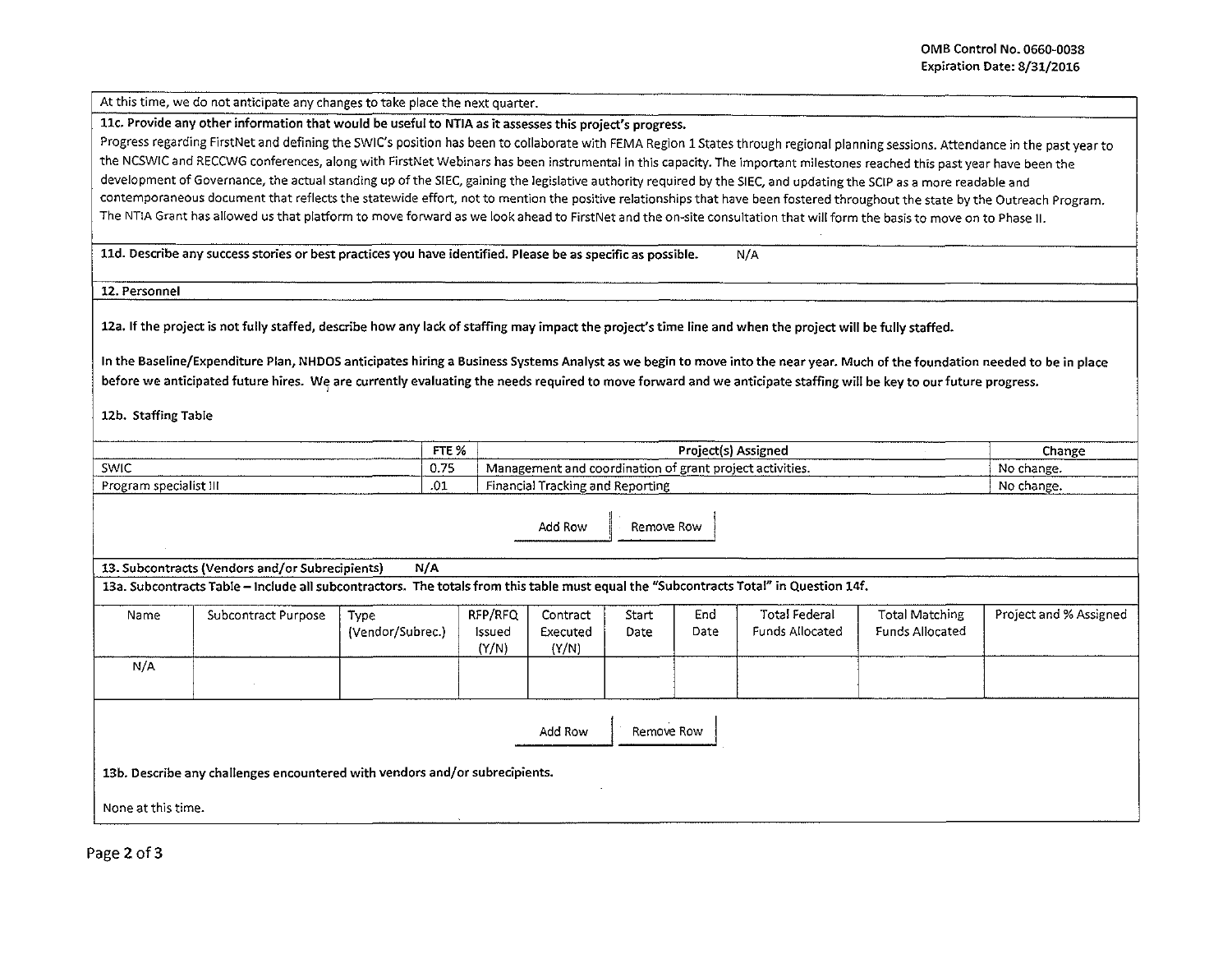At this time, we do not anticipate any changes to take place the next quarter.

**11c. Provide any other information that would be useful to NTIA as it assesses this project's progress.**

Progress regarding FirstNet and defining the SWIC's position has been to collaborate with FEMA Region 1 States through regional planning sessions. Attendance in the past year to the NCSWIC and RECCWG conferences, along with FirstNet Webinars has been instrumental in this capacity. The important milestones reached this past year have been the development of Governance, the actual standing up of the SIEC, gaining the legislative authority required by the SIEC, and updating the SCIP as a more readable and contemporaneous document that reflects the statewide effort, not to mention the positive relationships that have been fostered throughout the state by the Outreach Program. The NTIA Grant has allowed us that platform to move forward as we look ahead to FirstNet and the on-site consultation that will form the basis to move on to Phase II.

**11d. Describe any success stories or best practices you have identified. Please be as specific as possible.** N/A

**12. Personnel**

**12a. If the project is not fully staffed, describe how any lack of staffing may impact the project's time line and when the project will be fully staffed.**

In the Baseline/Expenditure Plan, NHDOS anticipates hiring a Business Systems Analyst as we begin to move into the near year. Much of the foundation needed to be in place before we anticipated future hires. We are currently evaluating the needs required to move forward and we anticipate staffing will be key to our future progress.

**12b. Staffing Table**

| | FTE % | Project(s) Assigned | Change |
|---|---|---|---|
| SWIC | 0.75 | Management and coordination of grant project activities. | No change. |
| Program specialist III | .01 | Financial Tracking and Reporting | No change. |

**13. Subcontracts (Vendors and/or Subrecipients)** N/A

**13a. Subcontracts Table – Include all subcontractors. The totals from this table must equal the "Subcontracts Total" in Question 14f.**

| Name | Subcontract Purpose | Type (Vendor/Subrec.) | RFP/RFQ Issued (Y/N) | Contract Executed (Y/N) | Start Date | End Date | Total Federal Funds Allocated | Total Matching Funds Allocated | Project and % Assigned |
|---|---|---|---|---|---|---|---|---|---|
| N/A | | | | | | | | | |

**13b. Describe any challenges encountered with vendors and/or subrecipients.**

None at this time.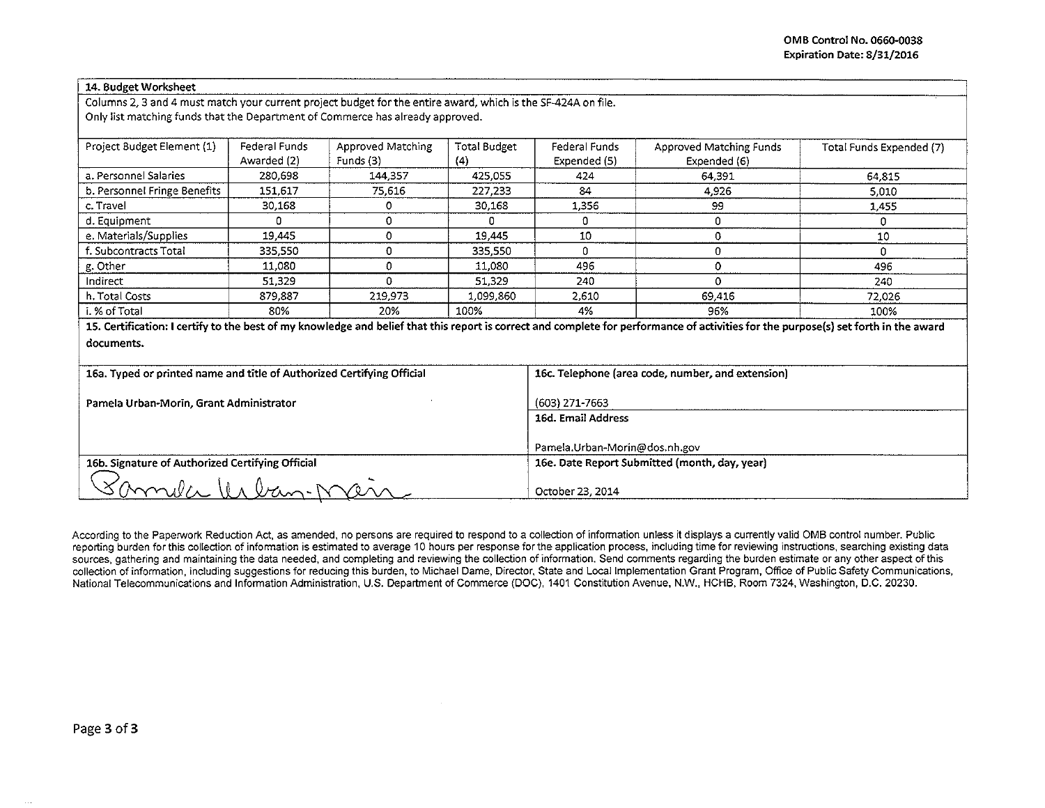**14. Budget Worksheet**

Columns 2, 3 and 4 must match your current project budget for the entire award, which is the SF-424A on file.
Only list matching funds that the Department of Commerce has already approved.

| Project Budget Element (1) | Federal Funds Awarded (2) | Approved Matching Funds (3) | Total Budget (4) | Federal Funds Expended (5) | Approved Matching Funds Expended (6) | Total Funds Expended (7) |
|---|---|---|---|---|---|---|
| a. Personnel Salaries | 280,698 | 144,357 | 425,055 | 424 | 64,391 | 64,815 |
| b. Personnel Fringe Benefits | 151,617 | 75,616 | 227,233 | 84 | 4,926 | 5,010 |
| c. Travel | 30,168 | 0 | 30,168 | 1,356 | 99 | 1,455 |
| d. Equipment | 0 | 0 | 0 | 0 | 0 | 0 |
| e. Materials/Supplies | 19,445 | 0 | 19,445 | 10 | 0 | 10 |
| f. Subcontracts Total | 335,550 | 0 | 335,550 | 0 | 0 | 0 |
| g. Other | 11,080 | 0 | 11,080 | 496 | 0 | 496 |
| Indirect | 51,329 | 0 | 51,329 | 240 | 0 | 240 |
| h. Total Costs | 879,887 | 219,973 | 1,099,860 | 2,610 | 69,416 | 72,026 |
| i. % of Total | 80% | 20% | 100% | 4% | 96% | 100% |

**15. Certification: I certify to the best of my knowledge and belief that this report is correct and complete for performance of activities for the purpose(s) set forth in the award documents.**

| | |
|---|---|
| **16a. Typed or printed name and title of Authorized Certifying Official**<br>**Pamela Urban-Morin, Grant Administrator** | **16c. Telephone (area code, number, and extension)**<br>(603) 271-7663 |
| | **16d. Email Address**<br>Pamela.Urban-Morin@dos.nh.gov |
| **16b. Signature of Authorized Certifying Official**<br>Pamela Urban-Morin | **16e. Date Report Submitted (month, day, year)**<br>October 23, 2014 |

According to the Paperwork Reduction Act, as amended, no persons are required to respond to a collection of information unless it displays a currently valid OMB control number. Public reporting burden for this collection of information is estimated to average 10 hours per response for the application process, including time for reviewing instructions, searching existing data sources, gathering and maintaining the data needed, and completing and reviewing the collection of information. Send comments regarding the burden estimate or any other aspect of this collection of information, including suggestions for reducing this burden, to Michael Dame, Director, State and Local Implementation Grant Program, Office of Public Safety Communications, National Telecommunications and Information Administration, U.S. Department of Commerce (DOC), 1401 Constitution Avenue, N.W., HCHB, Room 7324, Washington, D.C. 20230.